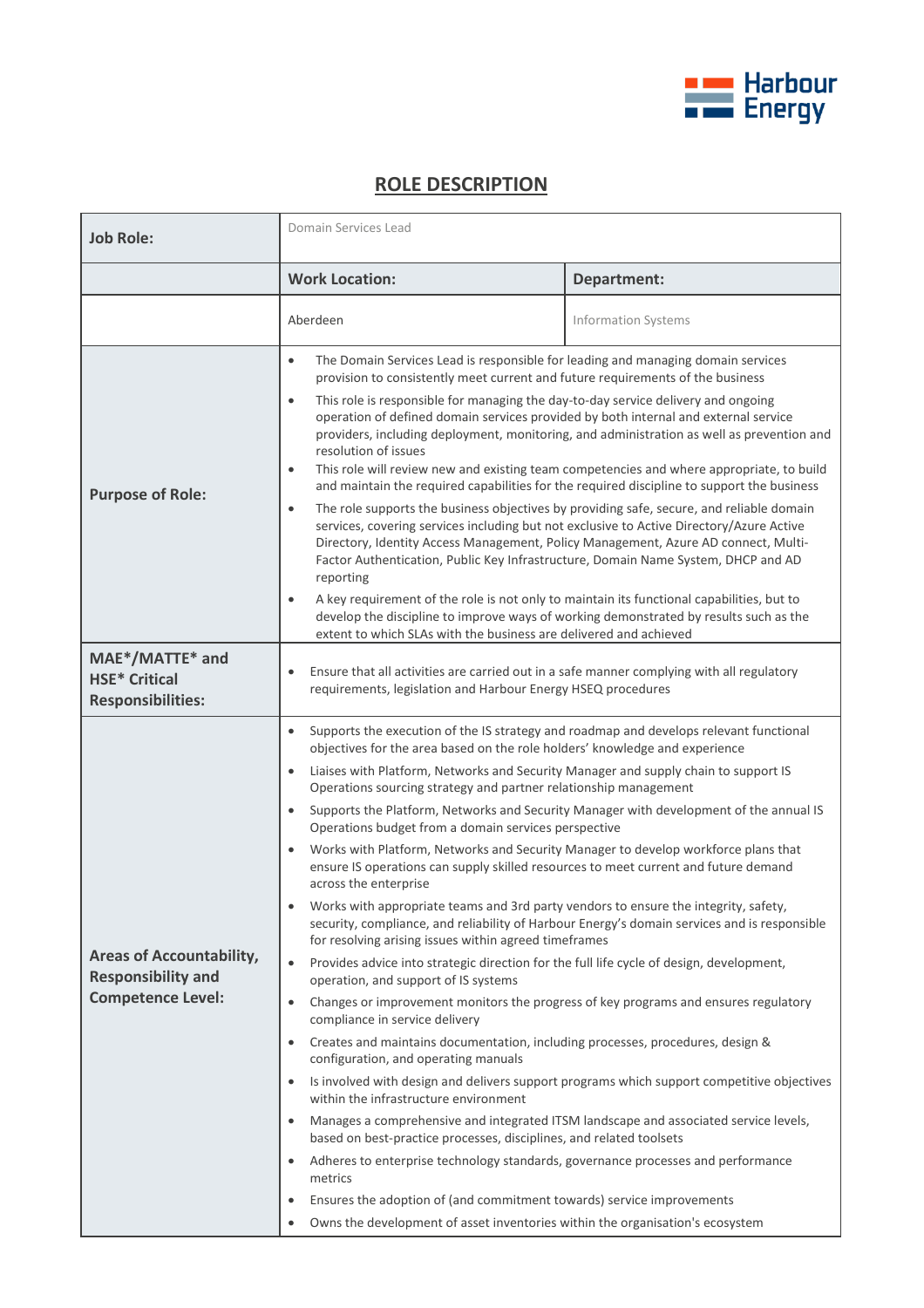Harbour Energy

## ROLE DESCRIPTION

| **Job Role:** | Domain Services Lead | |
|---|---|---|
| | **Work Location:** | **Department:** |
| | Aberdeen | Information Systems |
| **Purpose of Role:** | • The Domain Services Lead is responsible for leading and managing domain services provision to consistently meet current and future requirements of the business<br>• This role is responsible for managing the day-to-day service delivery and ongoing operation of defined domain services provided by both internal and external service providers, including deployment, monitoring, and administration as well as prevention and resolution of issues<br>• This role will review new and existing team competencies and where appropriate, to build and maintain the required capabilities for the required discipline to support the business<br>• The role supports the business objectives by providing safe, secure, and reliable domain services, covering services including but not exclusive to Active Directory/Azure Active Directory, Identity Access Management, Policy Management, Azure AD connect, Multi-Factor Authentication, Public Key Infrastructure, Domain Name System, DHCP and AD reporting<br>• A key requirement of the role is not only to maintain its functional capabilities, but to develop the discipline to improve ways of working demonstrated by results such as the extent to which SLAs with the business are delivered and achieved | |
| **MAE*/MATTE* and HSE* Critical Responsibilities:** | • Ensure that all activities are carried out in a safe manner complying with all regulatory requirements, legislation and Harbour Energy HSEQ procedures | |
| **Areas of Accountability, Responsibility and Competence Level:** | • Supports the execution of the IS strategy and roadmap and develops relevant functional objectives for the area based on the role holders' knowledge and experience<br>• Liaises with Platform, Networks and Security Manager and supply chain to support IS Operations sourcing strategy and partner relationship management<br>• Supports the Platform, Networks and Security Manager with development of the annual IS Operations budget from a domain services perspective<br>• Works with Platform, Networks and Security Manager to develop workforce plans that ensure IS operations can supply skilled resources to meet current and future demand across the enterprise<br>• Works with appropriate teams and 3rd party vendors to ensure the integrity, safety, security, compliance, and reliability of Harbour Energy's domain services and is responsible for resolving arising issues within agreed timeframes<br>• Provides advice into strategic direction for the full life cycle of design, development, operation, and support of IS systems<br>• Changes or improvement monitors the progress of key programs and ensures regulatory compliance in service delivery<br>• Creates and maintains documentation, including processes, procedures, design & configuration, and operating manuals<br>• Is involved with design and delivers support programs which support competitive objectives within the infrastructure environment<br>• Manages a comprehensive and integrated ITSM landscape and associated service levels, based on best-practice processes, disciplines, and related toolsets<br>• Adheres to enterprise technology standards, governance processes and performance metrics<br>• Ensures the adoption of (and commitment towards) service improvements<br>• Owns the development of asset inventories within the organisation's ecosystem | |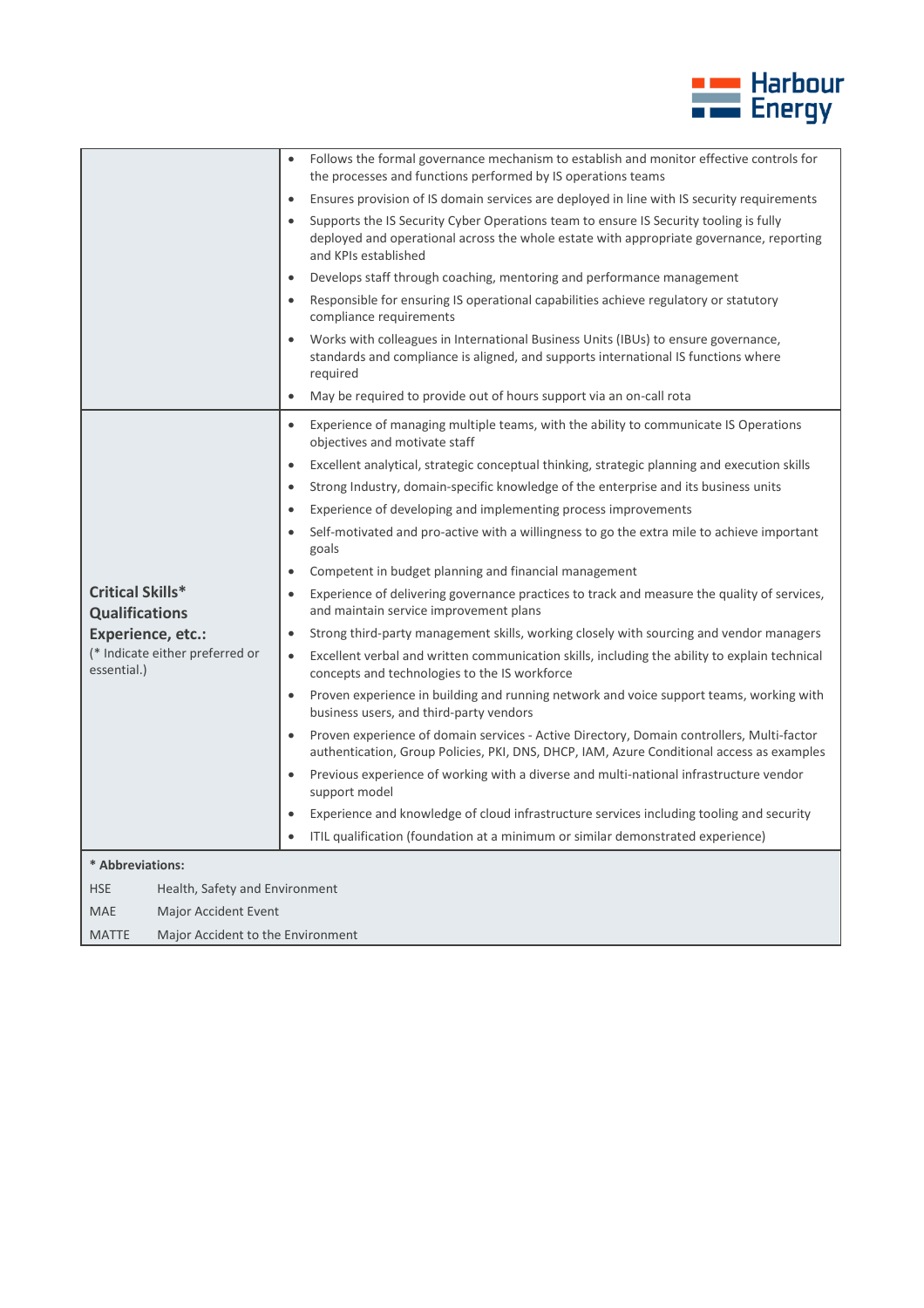| | |
|---|---|
| | • Follows the formal governance mechanism to establish and monitor effective controls for the processes and functions performed by IS operations teams<br>• Ensures provision of IS domain services are deployed in line with IS security requirements<br>• Supports the IS Security Cyber Operations team to ensure IS Security tooling is fully deployed and operational across the whole estate with appropriate governance, reporting and KPIs established<br>• Develops staff through coaching, mentoring and performance management<br>• Responsible for ensuring IS operational capabilities achieve regulatory or statutory compliance requirements<br>• Works with colleagues in International Business Units (IBUs) to ensure governance, standards and compliance is aligned, and supports international IS functions where required<br>• May be required to provide out of hours support via an on-call rota |
| **Critical Skills* Qualifications Experience, etc.:**<br>(* Indicate either preferred or essential.) | • Experience of managing multiple teams, with the ability to communicate IS Operations objectives and motivate staff<br>• Excellent analytical, strategic conceptual thinking, strategic planning and execution skills<br>• Strong Industry, domain-specific knowledge of the enterprise and its business units<br>• Experience of developing and implementing process improvements<br>• Self-motivated and pro-active with a willingness to go the extra mile to achieve important goals<br>• Competent in budget planning and financial management<br>• Experience of delivering governance practices to track and measure the quality of services, and maintain service improvement plans<br>• Strong third-party management skills, working closely with sourcing and vendor managers<br>• Excellent verbal and written communication skills, including the ability to explain technical concepts and technologies to the IS workforce<br>• Proven experience in building and running network and voice support teams, working with business users, and third-party vendors<br>• Proven experience of domain services - Active Directory, Domain controllers, Multi-factor authentication, Group Policies, PKI, DNS, DHCP, IAM, Azure Conditional access as examples<br>• Previous experience of working with a diverse and multi-national infrastructure vendor support model<br>• Experience and knowledge of cloud infrastructure services including tooling and security<br>• ITIL qualification (foundation at a minimum or similar demonstrated experience) |

**\* Abbreviations:**

| | |
|---|---|
| HSE | Health, Safety and Environment |
| MAE | Major Accident Event |
| MATTE | Major Accident to the Environment |